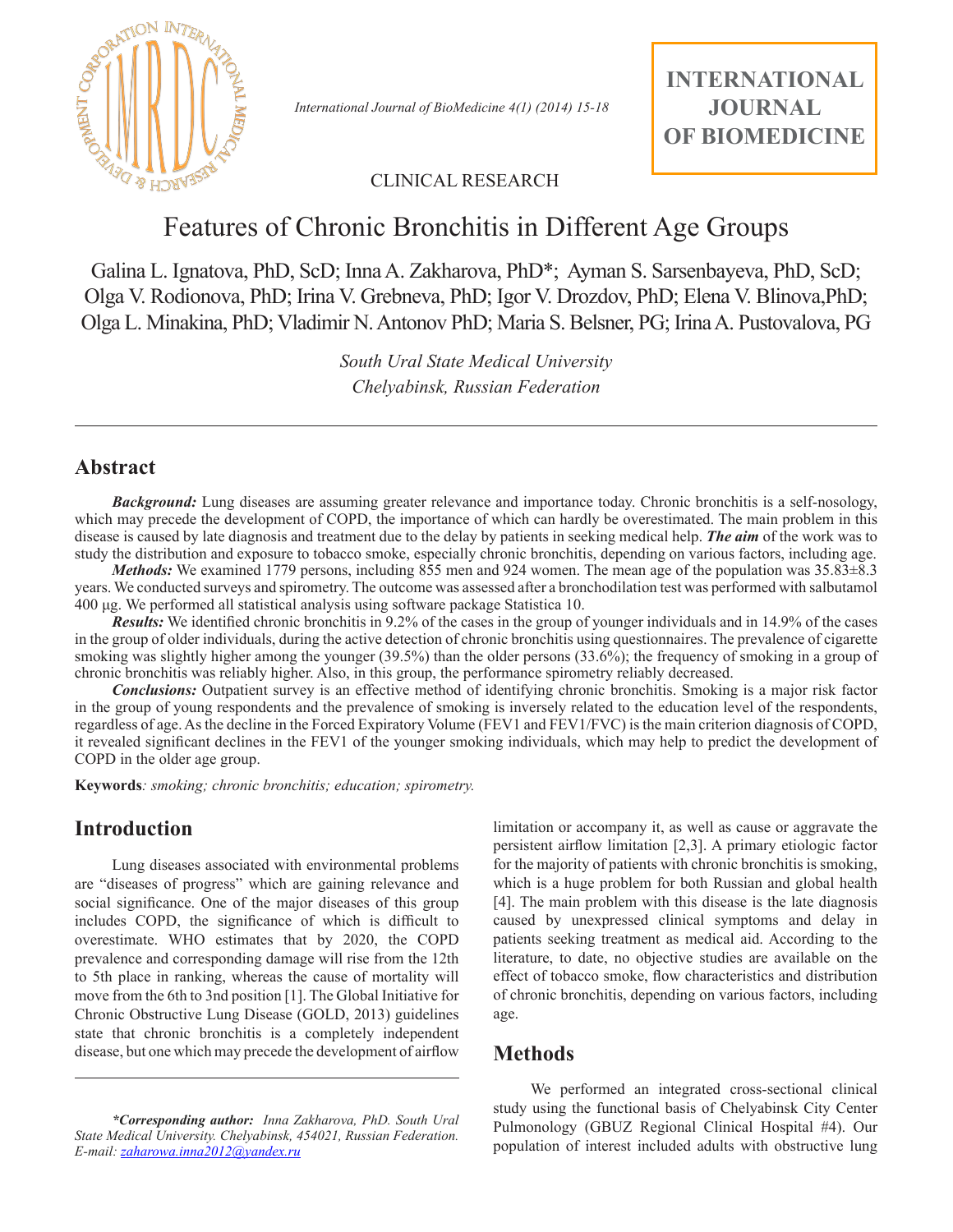CLINICAL RESEARCH

# Features of Chronic Bronchitis in Different Age Groups

Galina L. Ignatova, PhD, ScD; Inna A. Zakharova, PhD*; Ayman S. Sarsenbayeva, PhD, ScD; Olga V. Rodionova, PhD; Irina V. Grebneva, PhD; Igor V. Drozdov, PhD; Elena V. Blinova,PhD; Olga L. Minakina, PhD; Vladimir N. Antonov PhD; Maria S. Belsner, PG; Irina A. Pustovalova, PG

*South Ural State Medical University*
*Chelyabinsk, Russian Federation*

## Abstract

***Background:*** Lung diseases are assuming greater relevance and importance today. Chronic bronchitis is a self-nosology, which may precede the development of COPD, the importance of which can hardly be overestimated. The main problem in this disease is caused by late diagnosis and treatment due to the delay by patients in seeking medical help. ***The aim*** of the work was to study the distribution and exposure to tobacco smoke, especially chronic bronchitis, depending on various factors, including age.

***Methods:*** We examined 1779 persons, including 855 men and 924 women. The mean age of the population was 35.83±8.3 years. We conducted surveys and spirometry. The outcome was assessed after a bronchodilation test was performed with salbutamol 400 µg. We performed all statistical analysis using software package Statistica 10.

***Results:*** We identified chronic bronchitis in 9.2% of the cases in the group of younger individuals and in 14.9% of the cases in the group of older individuals, during the active detection of chronic bronchitis using questionnaires. The prevalence of cigarette smoking was slightly higher among the younger (39.5%) than the older persons (33.6%); the frequency of smoking in a group of chronic bronchitis was reliably higher. Also, in this group, the performance spirometry reliably decreased.

***Conclusions:*** Outpatient survey is an effective method of identifying chronic bronchitis. Smoking is a major risk factor in the group of young respondents and the prevalence of smoking is inversely related to the education level of the respondents, regardless of age. As the decline in the Forced Expiratory Volume (FEV1 and FEV1/FVC) is the main criterion diagnosis of COPD, it revealed significant declines in the FEV1 of the younger smoking individuals, which may help to predict the development of COPD in the older age group.

**Keywords***: smoking; chronic bronchitis; education; spirometry.*

## Introduction

Lung diseases associated with environmental problems are "diseases of progress" which are gaining relevance and social significance. One of the major diseases of this group includes COPD, the significance of which is difficult to overestimate. WHO estimates that by 2020, the COPD prevalence and corresponding damage will rise from the 12th to 5th place in ranking, whereas the cause of mortality will move from the 6th to 3nd position [1]. The Global Initiative for Chronic Obstructive Lung Disease (GOLD, 2013) guidelines state that chronic bronchitis is a completely independent disease, but one which may precede the development of airflow limitation or accompany it, as well as cause or aggravate the persistent airflow limitation [2,3]. A primary etiologic factor for the majority of patients with chronic bronchitis is smoking, which is a huge problem for both Russian and global health [4]. The main problem with this disease is the late diagnosis caused by unexpressed clinical symptoms and delay in patients seeking treatment as medical aid. According to the literature, to date, no objective studies are available on the effect of tobacco smoke, flow characteristics and distribution of chronic bronchitis, depending on various factors, including age.

## Methods

We performed an integrated cross-sectional clinical study using the functional basis of Chelyabinsk City Center Pulmonology (GBUZ Regional Clinical Hospital #4). Our population of interest included adults with obstructive lung

***\*Corresponding author:*** *Inna Zakharova, PhD. South Ural State Medical University. Chelyabinsk, 454021, Russian Federation. E-mail: zaharowa.inna2012@yandex.ru*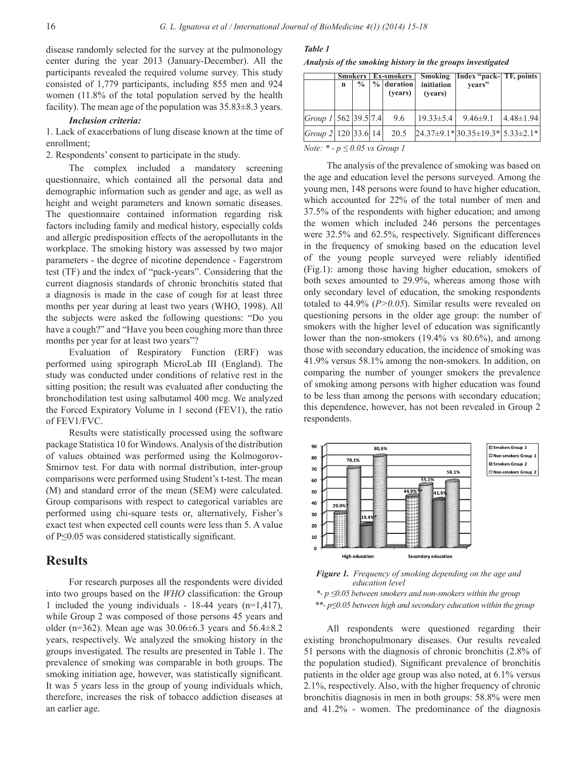disease randomly selected for the survey at the pulmonology center during the year 2013 (January-December). All the participants revealed the required volume survey. This study consisted of 1,779 participants, including 855 men and 924 women (11.8% of the total population served by the health facility). The mean age of the population was 35.83±8.3 years.

***Inclusion criteria:***

1. Lack of exacerbations of lung disease known at the time of enrollment;
2. Respondents' consent to participate in the study.

The complex included a mandatory screening questionnaire, which contained all the personal data and demographic information such as gender and age, as well as height and weight parameters and known somatic diseases. The questionnaire contained information regarding risk factors including family and medical history, especially colds and allergic predisposition effects of the aeropollutants in the workplace. The smoking history was assessed by two major parameters - the degree of nicotine dependence - Fagerstrom test (TF) and the index of "pack-years". Considering that the current diagnosis standards of chronic bronchitis stated that a diagnosis is made in the case of cough for at least three months per year during at least two years (WHO, 1998). All the subjects were asked the following questions: "Do you have a cough?" and "Have you been coughing more than three months per year for at least two years"?

Evaluation of Respiratory Function (ERF) was performed using spirograph MicroLab III (England). The study was conducted under conditions of relative rest in the sitting position; the result was evaluated after conducting the bronchodilation test using salbutamol 400 mcg. We analyzed the Forced Expiratory Volume in 1 second (FEV1), the ratio of FEV1/FVC.

Results were statistically processed using the software package Statistica 10 for Windows. Analysis of the distribution of values obtained was performed using the Kolmogorov-Smirnov test. For data with normal distribution, inter-group comparisons were performed using Student's t-test. The mean (M) and standard error of the mean (SEM) were calculated. Group comparisons with respect to categorical variables are performed using chi-square tests or, alternatively, Fisher's exact test when expected cell counts were less than 5. A value of P≤0.05 was considered statistically significant.

## Results

For research purposes all the respondents were divided into two groups based on the *WHO* classification: the Group 1 included the young individuals - 18-44 years (n=1,417), while Group 2 was composed of those persons 45 years and older (n=362). Mean age was 30.06±6.3 years and 56.4±8.2 years, respectively. We analyzed the smoking history in the groups investigated. The results are presented in Table 1. The prevalence of smoking was comparable in both groups. The smoking initiation age, however, was statistically significant. It was 5 years less in the group of young individuals which, therefore, increases the risk of tobacco addiction diseases at an earlier age.

***Table 1***

***Analysis of the smoking history in the groups investigated***

| | Smokers | | Ex-smokers | | Smoking initiation (years) | Index "pack-years" | TF, points |
|---|---|---|---|---|---|---|---|
| | n | % | % | duration (years) | | | |
| *Group 1* | 562 | 39.5 | 7.4 | 9.6 | 19.33±5.4 | 9.46±9.1 | 4.48±1.94 |
| *Group 2* | 120 | 33.6 | 14 | 20.5 | 24.37±9.1* | 30.35±19.3* | 5.33±2.1* |

*Note: * - p ≤ 0.05 vs Group 1*

The analysis of the prevalence of smoking was based on the age and education level the persons surveyed. Among the young men, 148 persons were found to have higher education, which accounted for 22% of the total number of men and 37.5% of the respondents with higher education; and among the women which included 246 persons the percentages were 32.5% and 62.5%, respectively. Significant differences in the frequency of smoking based on the education level of the young people surveyed were reliably identified (Fig.1): among those having higher education, smokers of both sexes amounted to 29.9%, whereas among those with only secondary level of education, the smoking respondents totaled to 44.9% (*P>0.05*). Similar results were revealed on questioning persons in the older age group: the number of smokers with the higher level of education was significantly lower than the non-smokers (19.4% vs 80.6%), and among those with secondary education, the incidence of smoking was 41.9% versus 58.1% among the non-smokers. In addition, on comparing the number of younger smokers the prevalence of smoking among persons with higher education was found to be less than among the persons with secondary education; this dependence, however, has not been revealed in Group 2 respondents.

***Figure 1.*** *Frequency of smoking depending on the age and education level*

*\*- p ≤0.05 between smokers and non-smokers within the group*

*\*\*- p≤0.05 between high and secondary education within the group*

All respondents were questioned regarding their existing bronchopulmonary diseases. Our results revealed 51 persons with the diagnosis of chronic bronchitis (2.8% of the population studied). Significant prevalence of bronchitis patients in the older age group was also noted, at 6.1% versus 2.1%, respectively. Also, with the higher frequency of chronic bronchitis diagnosis in men in both groups: 58.8% were men and 41.2% - women. The predominance of the diagnosis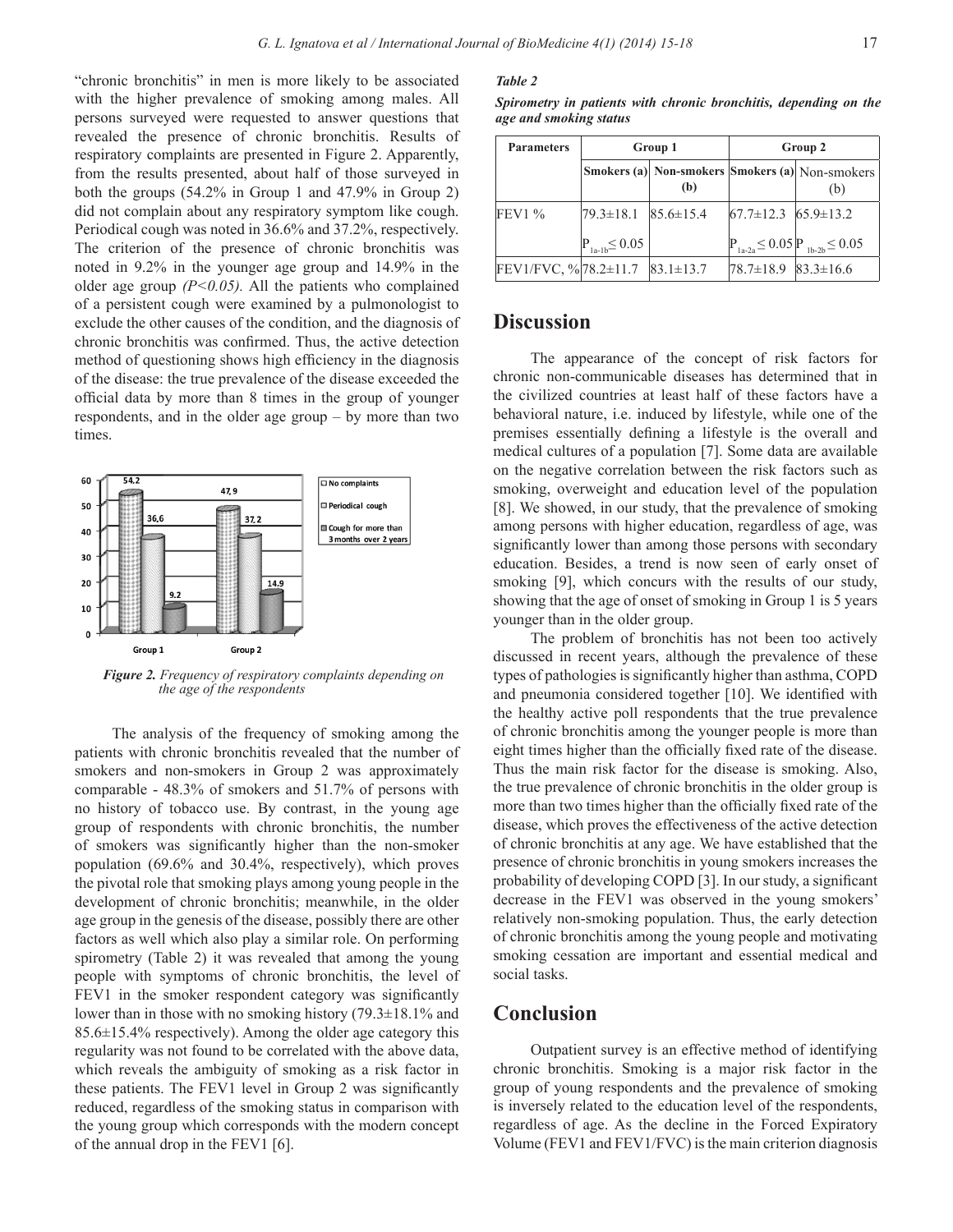"chronic bronchitis" in men is more likely to be associated with the higher prevalence of smoking among males. All persons surveyed were requested to answer questions that revealed the presence of chronic bronchitis. Results of respiratory complaints are presented in Figure 2. Apparently, from the results presented, about half of those surveyed in both the groups (54.2% in Group 1 and 47.9% in Group 2) did not complain about any respiratory symptom like cough. Periodical cough was noted in 36.6% and 37.2%, respectively. The criterion of the presence of chronic bronchitis was noted in 9.2% in the younger age group and 14.9% in the older age group *($P<0.05$).* All the patients who complained of a persistent cough were examined by a pulmonologist to exclude the other causes of the condition, and the diagnosis of chronic bronchitis was confirmed. Thus, the active detection method of questioning shows high efficiency in the diagnosis of the disease: the true prevalence of the disease exceeded the official data by more than 8 times in the group of younger respondents, and in the older age group – by more than two times.

*Figure 2. Frequency of respiratory complaints depending on the age of the respondents*

The analysis of the frequency of smoking among the patients with chronic bronchitis revealed that the number of smokers and non-smokers in Group 2 was approximately comparable - 48.3% of smokers and 51.7% of persons with no history of tobacco use. By contrast, in the young age group of respondents with chronic bronchitis, the number of smokers was significantly higher than the non-smoker population (69.6% and 30.4%, respectively), which proves the pivotal role that smoking plays among young people in the development of chronic bronchitis; meanwhile, in the older age group in the genesis of the disease, possibly there are other factors as well which also play a similar role. On performing spirometry (Table 2) it was revealed that among the young people with symptoms of chronic bronchitis, the level of FEV1 in the smoker respondent category was significantly lower than in those with no smoking history (79.3±18.1% and 85.6±15.4% respectively). Among the older age category this regularity was not found to be correlated with the above data, which reveals the ambiguity of smoking as a risk factor in these patients. The FEV1 level in Group 2 was significantly reduced, regardless of the smoking status in comparison with the young group which corresponds with the modern concept of the annual drop in the FEV1 [6].

***Table 2***

***Spirometry in patients with chronic bronchitis, depending on the age and smoking status***

| **Parameters** | **Group 1** | | **Group 2** | |
|---|---|---|---|---|
| | **Smokers (a)** | **Non-smokers (b)** | **Smokers (a)** | Non-smokers (b) |
| FEV1 % | 79.3±18.1<br>$P_{1a-1b} \leq 0.05$ | 85.6±15.4 | 67.7±12.3<br>$P_{1a-2a} \leq 0.05$ | 65.9±13.2<br>$P_{1b-2b} \leq 0.05$ |
| FEV1/FVC, % | 78.2±11.7 | 83.1±13.7 | 78.7±18.9 | 83.3±16.6 |

## Discussion

The appearance of the concept of risk factors for chronic non-communicable diseases has determined that in the civilized countries at least half of these factors have a behavioral nature, i.e. induced by lifestyle, while one of the premises essentially defining a lifestyle is the overall and medical cultures of a population [7]. Some data are available on the negative correlation between the risk factors such as smoking, overweight and education level of the population [8]. We showed, in our study, that the prevalence of smoking among persons with higher education, regardless of age, was significantly lower than among those persons with secondary education. Besides, a trend is now seen of early onset of smoking [9], which concurs with the results of our study, showing that the age of onset of smoking in Group 1 is 5 years younger than in the older group.

The problem of bronchitis has not been too actively discussed in recent years, although the prevalence of these types of pathologies is significantly higher than asthma, COPD and pneumonia considered together [10]. We identified with the healthy active poll respondents that the true prevalence of chronic bronchitis among the younger people is more than eight times higher than the officially fixed rate of the disease. Thus the main risk factor for the disease is smoking. Also, the true prevalence of chronic bronchitis in the older group is more than two times higher than the officially fixed rate of the disease, which proves the effectiveness of the active detection of chronic bronchitis at any age. We have established that the presence of chronic bronchitis in young smokers increases the probability of developing COPD [3]. In our study, a significant decrease in the FEV1 was observed in the young smokers' relatively non-smoking population. Thus, the early detection of chronic bronchitis among the young people and motivating smoking cessation are important and essential medical and social tasks.

## Conclusion

Outpatient survey is an effective method of identifying chronic bronchitis. Smoking is a major risk factor in the group of young respondents and the prevalence of smoking is inversely related to the education level of the respondents, regardless of age. As the decline in the Forced Expiratory Volume (FEV1 and FEV1/FVC) is the main criterion diagnosis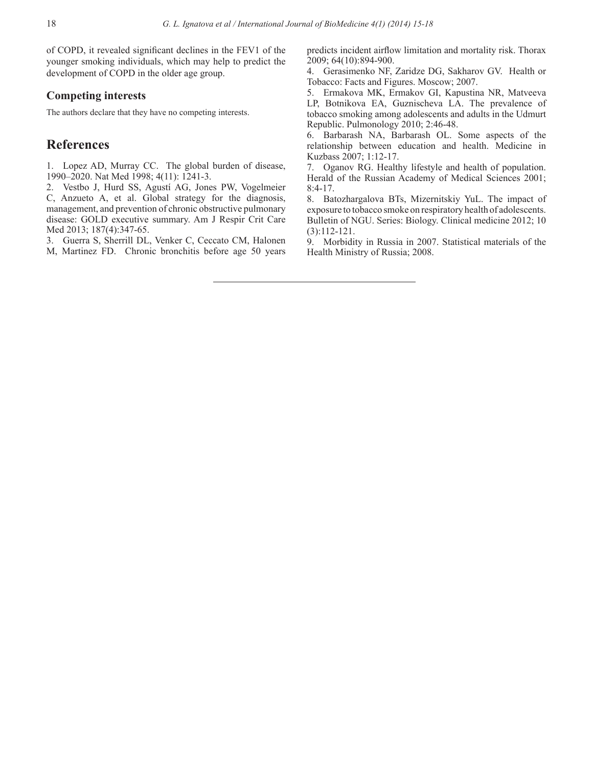of COPD, it revealed significant declines in the FEV1 of the younger smoking individuals, which may help to predict the development of COPD in the older age group.

## Competing interests

The authors declare that they have no competing interests.

# References

1. Lopez AD, Murray CC. The global burden of disease, 1990–2020. Nat Med 1998; 4(11): 1241-3.
2. Vestbo J, Hurd SS, Agustí AG, Jones PW, Vogelmeier C, Anzueto A, et al. Global strategy for the diagnosis, management, and prevention of chronic obstructive pulmonary disease: GOLD executive summary. Am J Respir Crit Care Med 2013; 187(4):347-65.
3. Guerra S, Sherrill DL, Venker C, Ceccato CM, Halonen M, Martinez FD. Chronic bronchitis before age 50 years predicts incident airflow limitation and mortality risk. Thorax 2009; 64(10):894-900.
4. Gerasimenko NF, Zaridze DG, Sakharov GV. Health or Tobacco: Facts and Figures. Moscow; 2007.
5. Ermakova MK, Ermakov GI, Kapustina NR, Matveeva LP, Botnikova EA, Guznischeva LA. The prevalence of tobacco smoking among adolescents and adults in the Udmurt Republic. Pulmonology 2010; 2:46-48.
6. Barbarash NA, Barbarash OL. Some aspects of the relationship between education and health. Medicine in Kuzbass 2007; 1:12-17.
7. Oganov RG. Healthy lifestyle and health of population. Herald of the Russian Academy of Medical Sciences 2001; 8:4-17.
8. Batozhargalova BTs, Mizernitskiy YuL. The impact of exposure to tobacco smoke on respiratory health of adolescents. Bulletin of NGU. Series: Biology. Clinical medicine 2012; 10 (3):112-121.
9. Morbidity in Russia in 2007. Statistical materials of the Health Ministry of Russia; 2008.